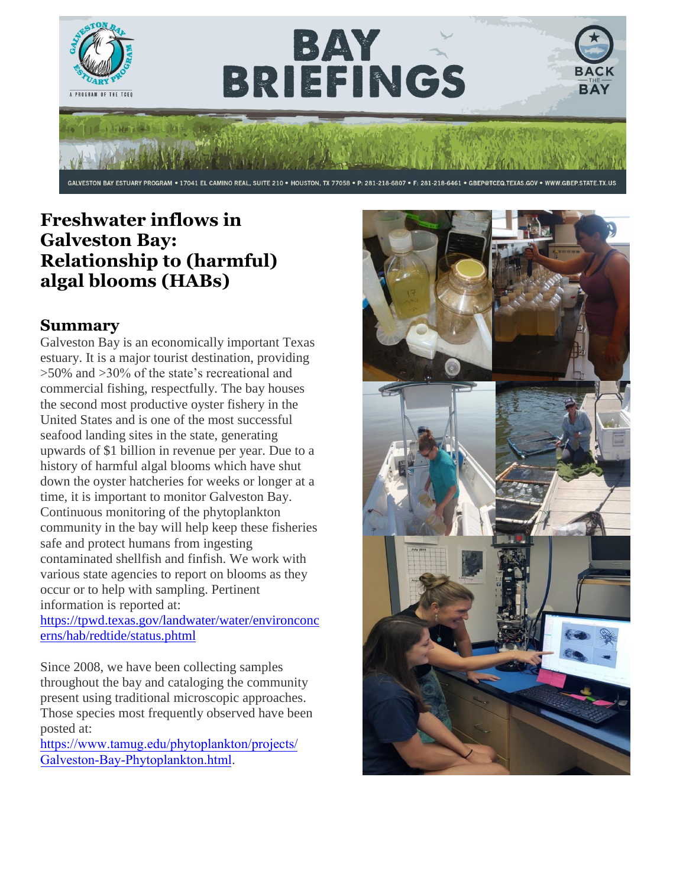# Freshwater inflows in Galveston Bay: Relationship to (harmful) algal blooms (HABs)

## Summary

Galveston Bay is an economically important Texas estuary. It is a major tourist destination, providing >50% and >30% of the state's recreational and commercial fishing, respectfully. The bay houses the second most productive oyster fishery in the United States and is one of the most successful seafood landing sites in the state, generating upwards of $1 billion in revenue per year. Due to a history of harmful algal blooms which have shut down the oyster hatcheries for weeks or longer at a time, it is important to monitor Galveston Bay. Continuous monitoring of the phytoplankton community in the bay will help keep these fisheries safe and protect humans from ingesting contaminated shellfish and finfish. We work with various state agencies to report on blooms as they occur or to help with sampling. Pertinent information is reported at: https://tpwd.texas.gov/landwater/water/environconcerns/hab/redtide/status.phtml

Since 2008, we have been collecting samples throughout the bay and cataloging the community present using traditional microscopic approaches. Those species most frequently observed have been posted at: https://www.tamug.edu/phytoplankton/projects/Galveston-Bay-Phytoplankton.html.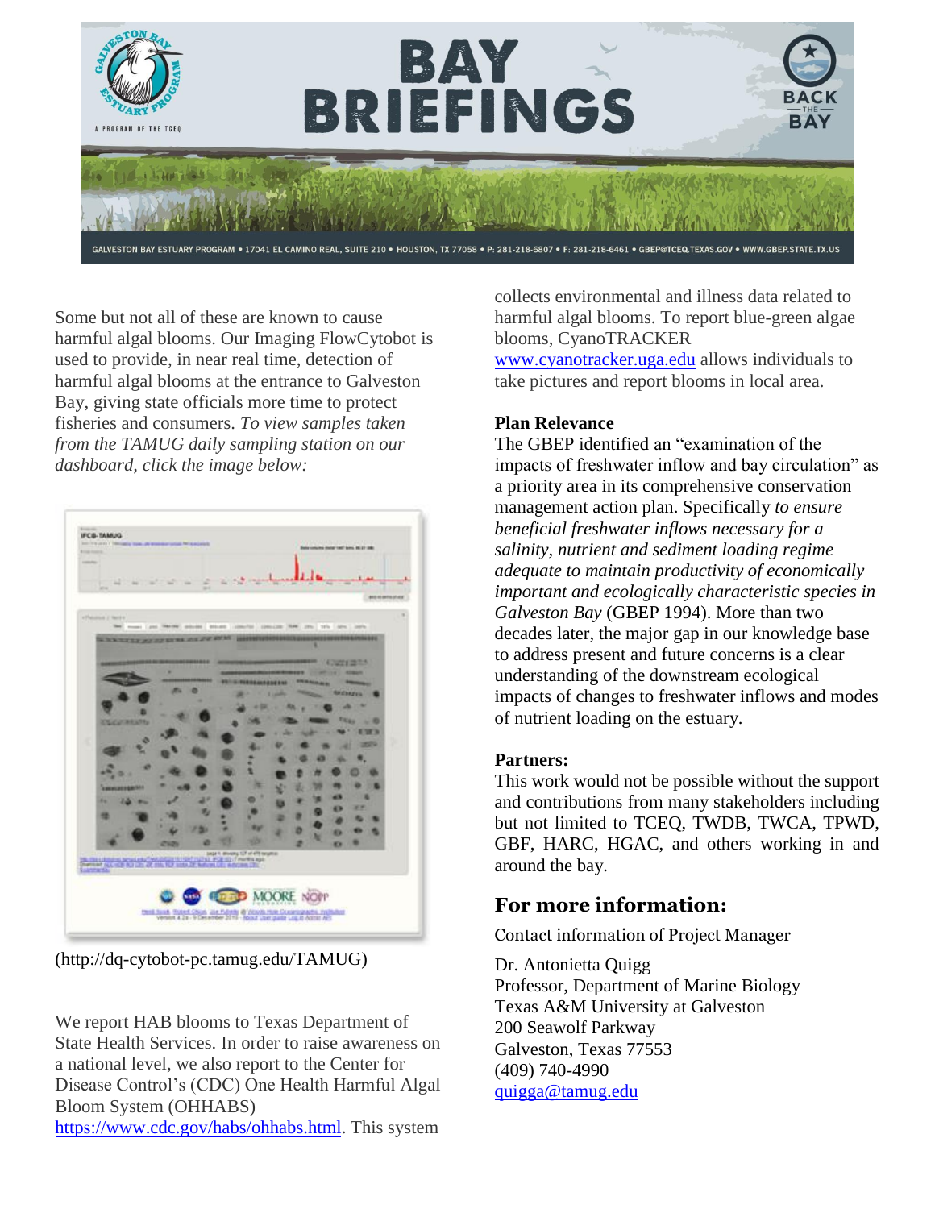Some but not all of these are known to cause harmful algal blooms. Our Imaging FlowCytobot is used to provide, in near real time, detection of harmful algal blooms at the entrance to Galveston Bay, giving state officials more time to protect fisheries and consumers. *To view samples taken from the TAMUG daily sampling station on our dashboard, click the image below:*

(http://dq-cytobot-pc.tamug.edu/TAMUG)

We report HAB blooms to Texas Department of State Health Services. In order to raise awareness on a national level, we also report to the Center for Disease Control's (CDC) One Health Harmful Algal Bloom System (OHHABS) https://www.cdc.gov/habs/ohhabs.html. This system collects environmental and illness data related to harmful algal blooms. To report blue-green algae blooms, CyanoTRACKER www.cyanotracker.uga.edu allows individuals to take pictures and report blooms in local area.

**Plan Relevance**

The GBEP identified an "examination of the impacts of freshwater inflow and bay circulation" as a priority area in its comprehensive conservation management action plan. Specifically *to ensure beneficial freshwater inflows necessary for a salinity, nutrient and sediment loading regime adequate to maintain productivity of economically important and ecologically characteristic species in Galveston Bay* (GBEP 1994). More than two decades later, the major gap in our knowledge base to address present and future concerns is a clear understanding of the downstream ecological impacts of changes to freshwater inflows and modes of nutrient loading on the estuary.

**Partners:**

This work would not be possible without the support and contributions from many stakeholders including but not limited to TCEQ, TWDB, TWCA, TPWD, GBF, HARC, HGAC, and others working in and around the bay.

## For more information:

Contact information of Project Manager

Dr. Antonietta Quigg
Professor, Department of Marine Biology
Texas A&M University at Galveston
200 Seawolf Parkway
Galveston, Texas 77553
(409) 740-4990
quigga@tamug.edu